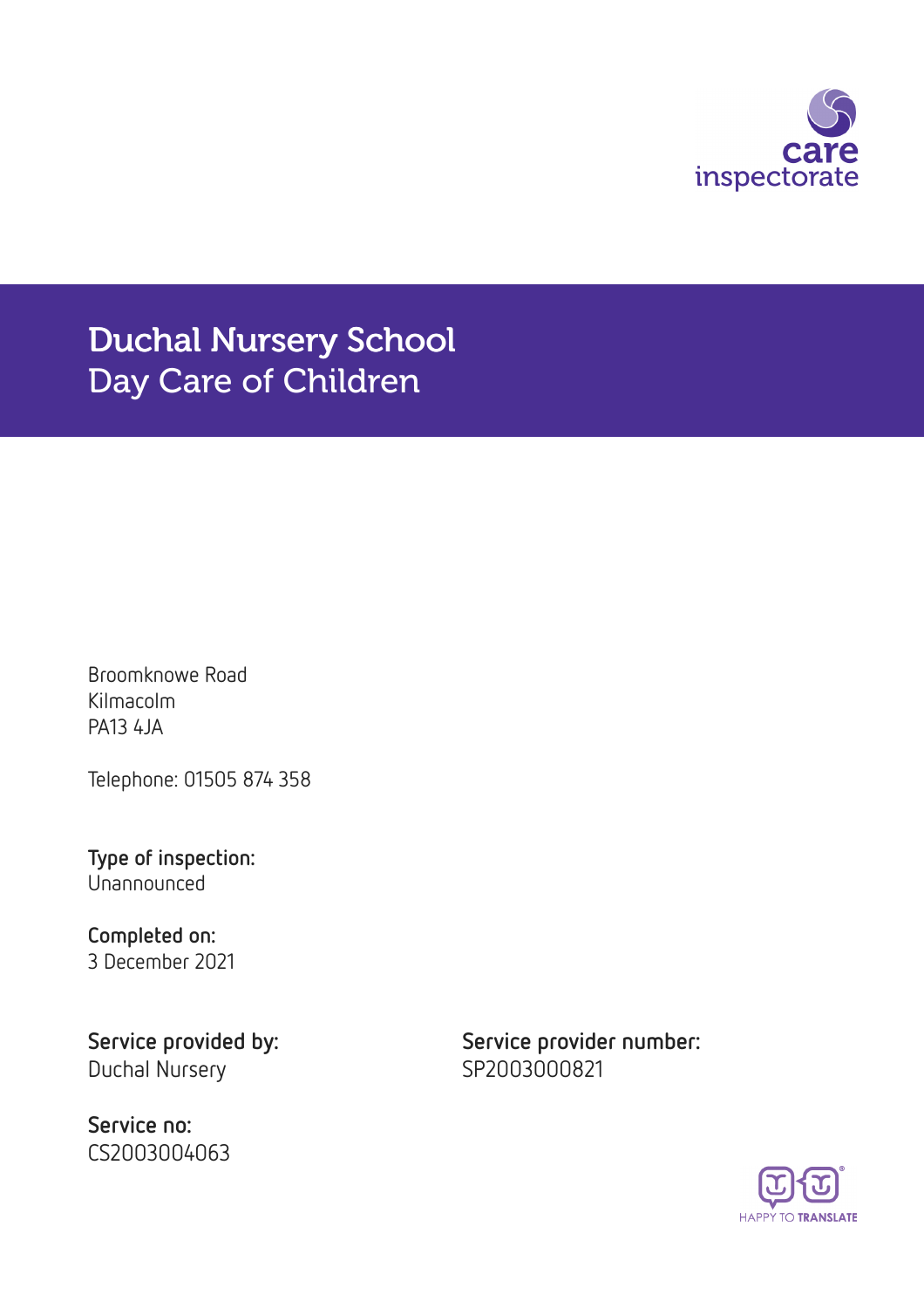# Duchal Nursery School
## Day Care of Children

Broomknowe Road
Kilmacolm
PA13 4JA

Telephone: 01505 874 358

**Type of inspection:**
Unannounced

**Completed on:**
3 December 2021

**Service provided by:**
Duchal Nursery

**Service provider number:**
SP2003000821

**Service no:**
CS2003004063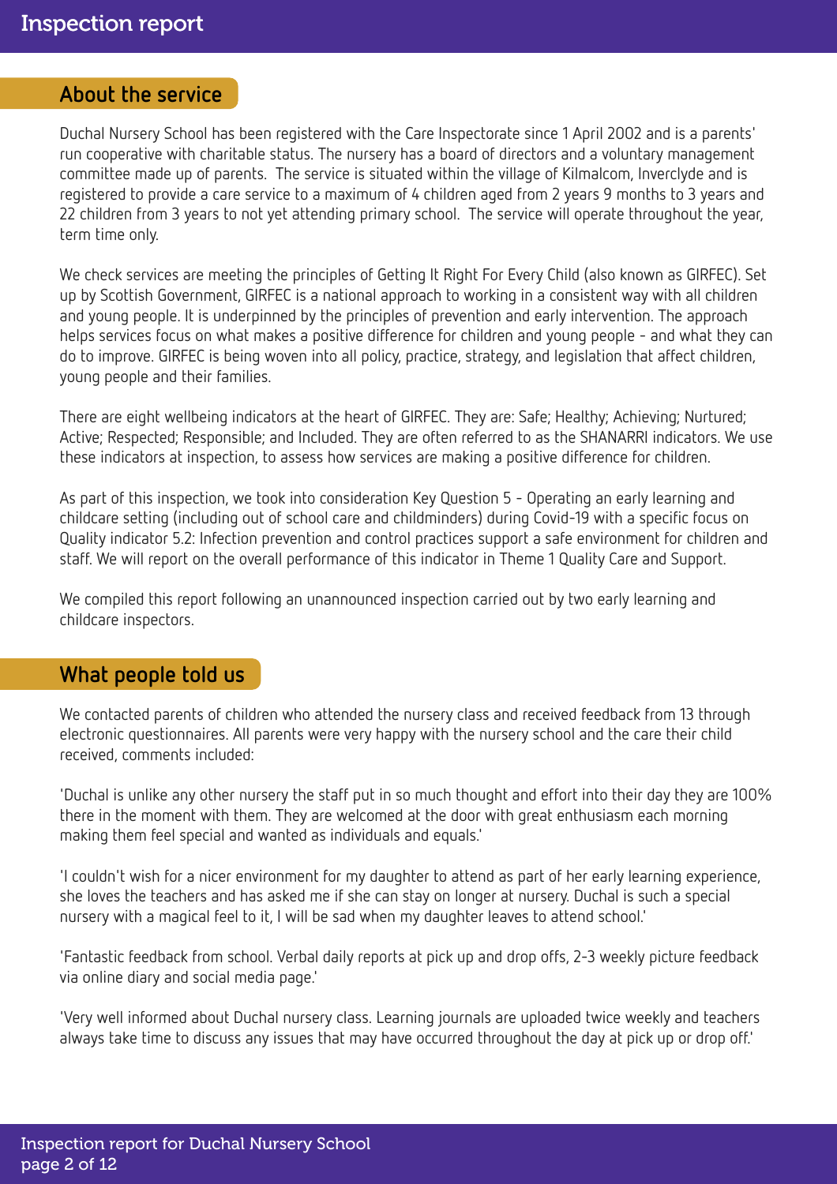## About the service

Duchal Nursery School has been registered with the Care Inspectorate since 1 April 2002 and is a parents' run cooperative with charitable status. The nursery has a board of directors and a voluntary management committee made up of parents. The service is situated within the village of Kilmalcom, Inverclyde and is registered to provide a care service to a maximum of 4 children aged from 2 years 9 months to 3 years and 22 children from 3 years to not yet attending primary school. The service will operate throughout the year, term time only.

We check services are meeting the principles of Getting It Right For Every Child (also known as GIRFEC). Set up by Scottish Government, GIRFEC is a national approach to working in a consistent way with all children and young people. It is underpinned by the principles of prevention and early intervention. The approach helps services focus on what makes a positive difference for children and young people - and what they can do to improve. GIRFEC is being woven into all policy, practice, strategy, and legislation that affect children, young people and their families.

There are eight wellbeing indicators at the heart of GIRFEC. They are: Safe; Healthy; Achieving; Nurtured; Active; Respected; Responsible; and Included. They are often referred to as the SHANARRI indicators. We use these indicators at inspection, to assess how services are making a positive difference for children.

As part of this inspection, we took into consideration Key Question 5 - Operating an early learning and childcare setting (including out of school care and childminders) during Covid-19 with a specific focus on Quality indicator 5.2: Infection prevention and control practices support a safe environment for children and staff. We will report on the overall performance of this indicator in Theme 1 Quality Care and Support.

We compiled this report following an unannounced inspection carried out by two early learning and childcare inspectors.

## What people told us

We contacted parents of children who attended the nursery class and received feedback from 13 through electronic questionnaires. All parents were very happy with the nursery school and the care their child received, comments included:

'Duchal is unlike any other nursery the staff put in so much thought and effort into their day they are 100% there in the moment with them. They are welcomed at the door with great enthusiasm each morning making them feel special and wanted as individuals and equals.'

'I couldn't wish for a nicer environment for my daughter to attend as part of her early learning experience, she loves the teachers and has asked me if she can stay on longer at nursery. Duchal is such a special nursery with a magical feel to it, I will be sad when my daughter leaves to attend school.'

'Fantastic feedback from school. Verbal daily reports at pick up and drop offs, 2-3 weekly picture feedback via online diary and social media page.'

'Very well informed about Duchal nursery class. Learning journals are uploaded twice weekly and teachers always take time to discuss any issues that may have occurred throughout the day at pick up or drop off.'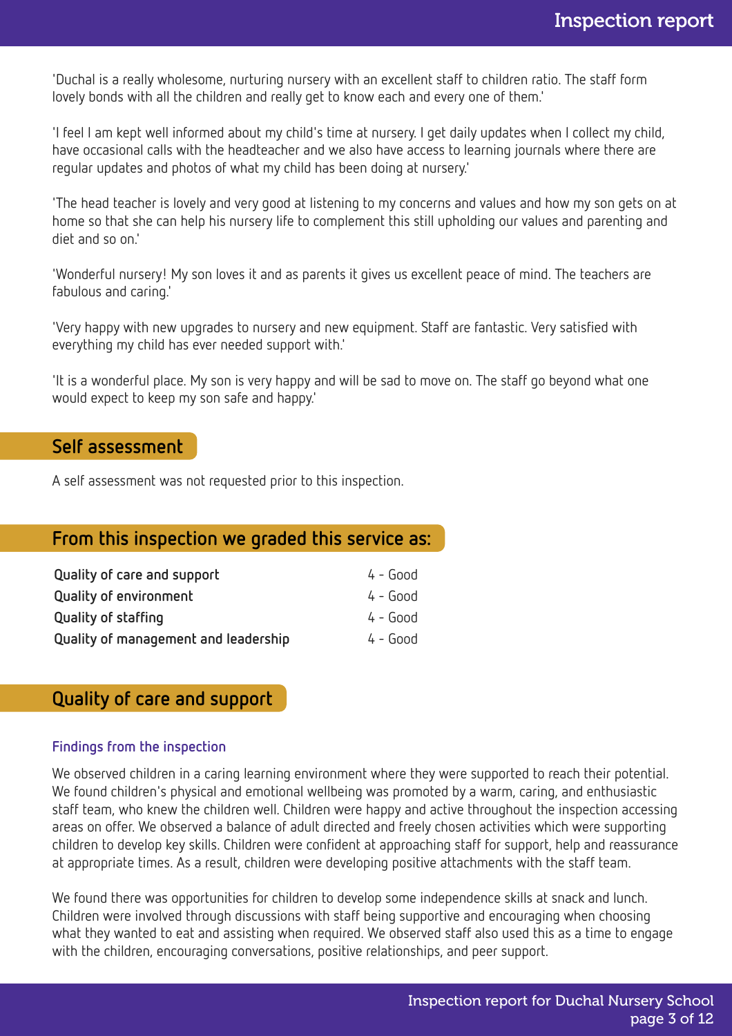'Duchal is a really wholesome, nurturing nursery with an excellent staff to children ratio. The staff form lovely bonds with all the children and really get to know each and every one of them.'

'I feel I am kept well informed about my child's time at nursery. I get daily updates when I collect my child, have occasional calls with the headteacher and we also have access to learning journals where there are regular updates and photos of what my child has been doing at nursery.'

'The head teacher is lovely and very good at listening to my concerns and values and how my son gets on at home so that she can help his nursery life to complement this still upholding our values and parenting and diet and so on.'

'Wonderful nursery! My son loves it and as parents it gives us excellent peace of mind. The teachers are fabulous and caring.'

'Very happy with new upgrades to nursery and new equipment. Staff are fantastic. Very satisfied with everything my child has ever needed support with.'

'It is a wonderful place. My son is very happy and will be sad to move on. The staff go beyond what one would expect to keep my son safe and happy.'

## Self assessment

A self assessment was not requested prior to this inspection.

## From this inspection we graded this service as:

| | |
|---|---|
| **Quality of care and support** | 4 - Good |
| **Quality of environment** | 4 - Good |
| **Quality of staffing** | 4 - Good |
| **Quality of management and leadership** | 4 - Good |

## Quality of care and support

### Findings from the inspection

We observed children in a caring learning environment where they were supported to reach their potential. We found children's physical and emotional wellbeing was promoted by a warm, caring, and enthusiastic staff team, who knew the children well. Children were happy and active throughout the inspection accessing areas on offer. We observed a balance of adult directed and freely chosen activities which were supporting children to develop key skills. Children were confident at approaching staff for support, help and reassurance at appropriate times. As a result, children were developing positive attachments with the staff team.

We found there was opportunities for children to develop some independence skills at snack and lunch. Children were involved through discussions with staff being supportive and encouraging when choosing what they wanted to eat and assisting when required. We observed staff also used this as a time to engage with the children, encouraging conversations, positive relationships, and peer support.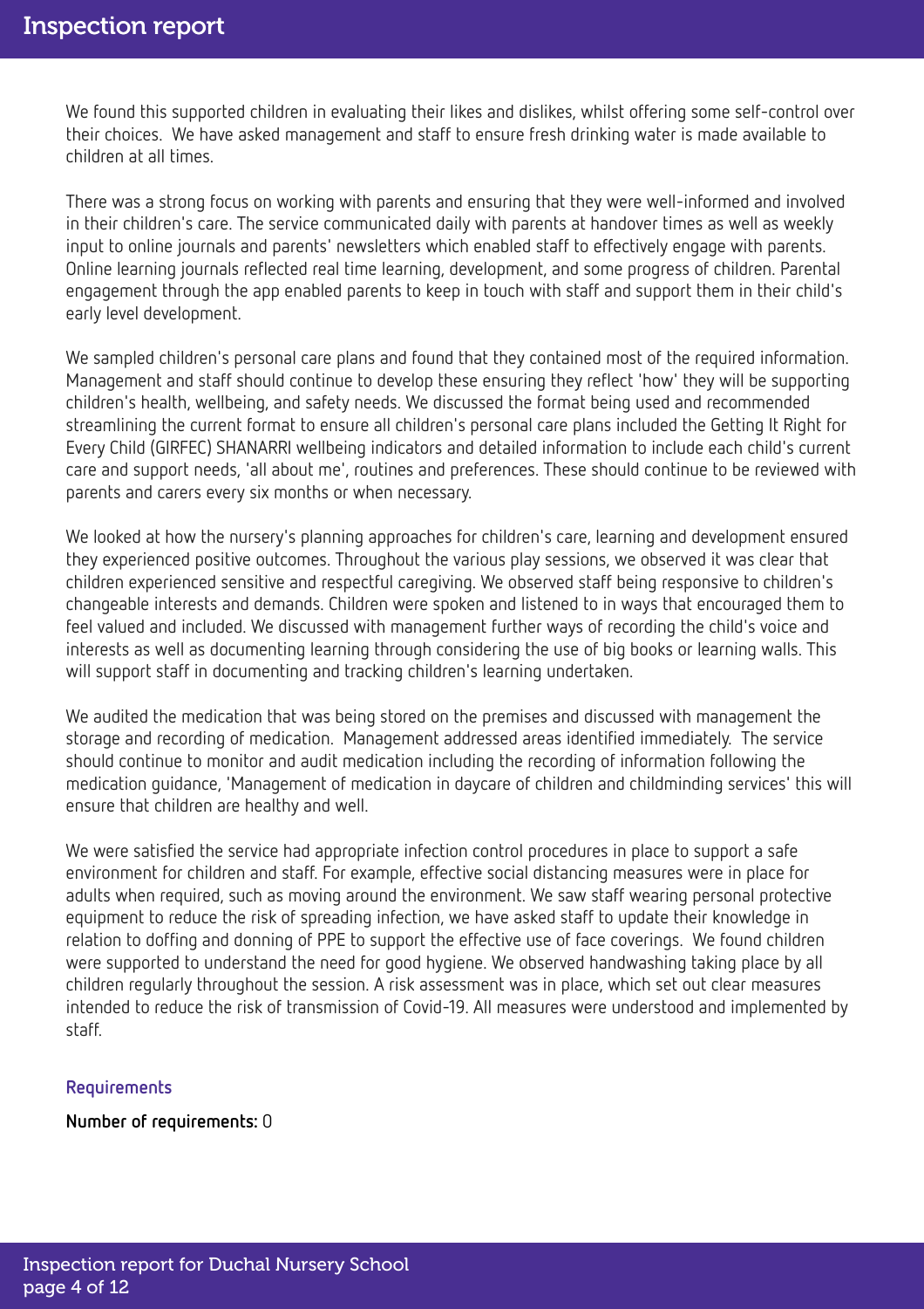We found this supported children in evaluating their likes and dislikes, whilst offering some self-control over their choices. We have asked management and staff to ensure fresh drinking water is made available to children at all times.

There was a strong focus on working with parents and ensuring that they were well-informed and involved in their children's care. The service communicated daily with parents at handover times as well as weekly input to online journals and parents' newsletters which enabled staff to effectively engage with parents. Online learning journals reflected real time learning, development, and some progress of children. Parental engagement through the app enabled parents to keep in touch with staff and support them in their child's early level development.

We sampled children's personal care plans and found that they contained most of the required information. Management and staff should continue to develop these ensuring they reflect 'how' they will be supporting children's health, wellbeing, and safety needs. We discussed the format being used and recommended streamlining the current format to ensure all children's personal care plans included the Getting It Right for Every Child (GIRFEC) SHANARRI wellbeing indicators and detailed information to include each child's current care and support needs, 'all about me', routines and preferences. These should continue to be reviewed with parents and carers every six months or when necessary.

We looked at how the nursery's planning approaches for children's care, learning and development ensured they experienced positive outcomes. Throughout the various play sessions, we observed it was clear that children experienced sensitive and respectful caregiving. We observed staff being responsive to children's changeable interests and demands. Children were spoken and listened to in ways that encouraged them to feel valued and included. We discussed with management further ways of recording the child's voice and interests as well as documenting learning through considering the use of big books or learning walls. This will support staff in documenting and tracking children's learning undertaken.

We audited the medication that was being stored on the premises and discussed with management the storage and recording of medication. Management addressed areas identified immediately. The service should continue to monitor and audit medication including the recording of information following the medication guidance, 'Management of medication in daycare of children and childminding services' this will ensure that children are healthy and well.

We were satisfied the service had appropriate infection control procedures in place to support a safe environment for children and staff. For example, effective social distancing measures were in place for adults when required, such as moving around the environment. We saw staff wearing personal protective equipment to reduce the risk of spreading infection, we have asked staff to update their knowledge in relation to doffing and donning of PPE to support the effective use of face coverings. We found children were supported to understand the need for good hygiene. We observed handwashing taking place by all children regularly throughout the session. A risk assessment was in place, which set out clear measures intended to reduce the risk of transmission of Covid-19. All measures were understood and implemented by staff.

### Requirements

**Number of requirements:** 0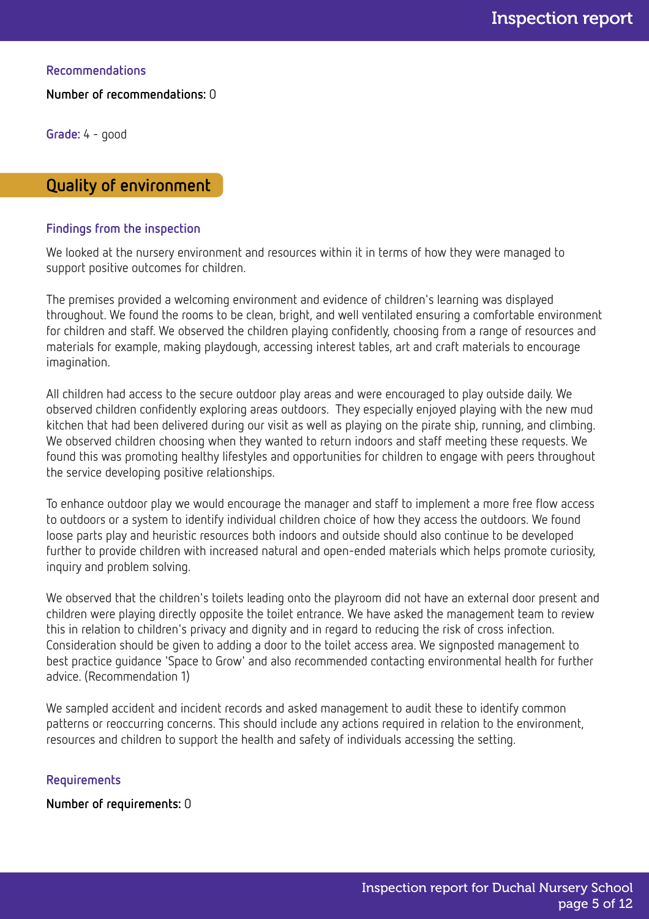### Recommendations

**Number of recommendations:** 0

**Grade:** 4 - good

## Quality of environment

### Findings from the inspection

We looked at the nursery environment and resources within it in terms of how they were managed to support positive outcomes for children.

The premises provided a welcoming environment and evidence of children's learning was displayed throughout. We found the rooms to be clean, bright, and well ventilated ensuring a comfortable environment for children and staff. We observed the children playing confidently, choosing from a range of resources and materials for example, making playdough, accessing interest tables, art and craft materials to encourage imagination.

All children had access to the secure outdoor play areas and were encouraged to play outside daily. We observed children confidently exploring areas outdoors. They especially enjoyed playing with the new mud kitchen that had been delivered during our visit as well as playing on the pirate ship, running, and climbing. We observed children choosing when they wanted to return indoors and staff meeting these requests. We found this was promoting healthy lifestyles and opportunities for children to engage with peers throughout the service developing positive relationships.

To enhance outdoor play we would encourage the manager and staff to implement a more free flow access to outdoors or a system to identify individual children choice of how they access the outdoors. We found loose parts play and heuristic resources both indoors and outside should also continue to be developed further to provide children with increased natural and open-ended materials which helps promote curiosity, inquiry and problem solving.

We observed that the children's toilets leading onto the playroom did not have an external door present and children were playing directly opposite the toilet entrance. We have asked the management team to review this in relation to children's privacy and dignity and in regard to reducing the risk of cross infection. Consideration should be given to adding a door to the toilet access area. We signposted management to best practice guidance 'Space to Grow' and also recommended contacting environmental health for further advice. (Recommendation 1)

We sampled accident and incident records and asked management to audit these to identify common patterns or reoccurring concerns. This should include any actions required in relation to the environment, resources and children to support the health and safety of individuals accessing the setting.

### Requirements

**Number of requirements:** 0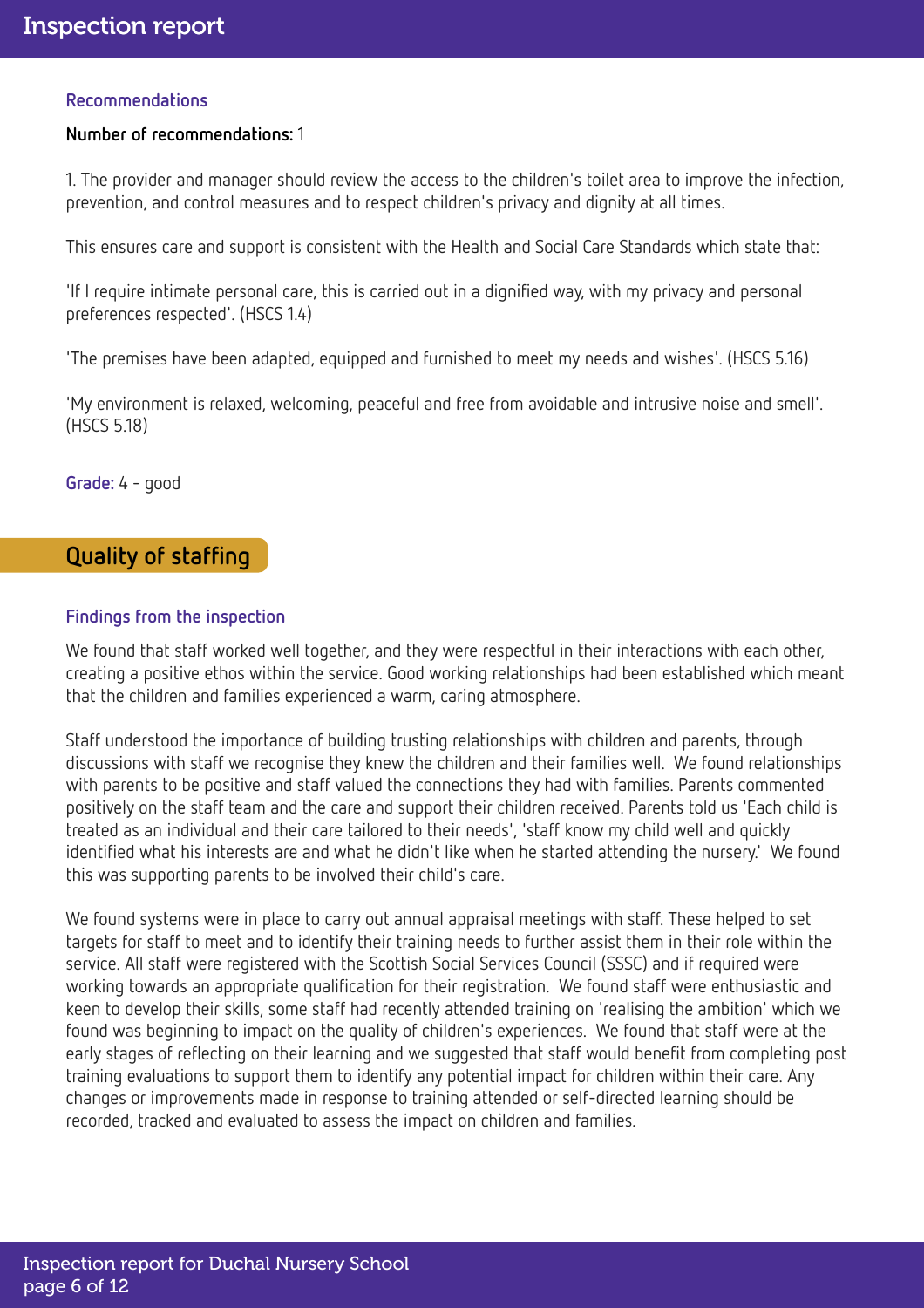### Recommendations

**Number of recommendations:** 1

1. The provider and manager should review the access to the children's toilet area to improve the infection, prevention, and control measures and to respect children's privacy and dignity at all times.

This ensures care and support is consistent with the Health and Social Care Standards which state that:

'If I require intimate personal care, this is carried out in a dignified way, with my privacy and personal preferences respected'. (HSCS 1.4)

'The premises have been adapted, equipped and furnished to meet my needs and wishes'. (HSCS 5.16)

'My environment is relaxed, welcoming, peaceful and free from avoidable and intrusive noise and smell'. (HSCS 5.18)

**Grade:** 4 - good

## Quality of staffing

### Findings from the inspection

We found that staff worked well together, and they were respectful in their interactions with each other, creating a positive ethos within the service. Good working relationships had been established which meant that the children and families experienced a warm, caring atmosphere.

Staff understood the importance of building trusting relationships with children and parents, through discussions with staff we recognise they knew the children and their families well. We found relationships with parents to be positive and staff valued the connections they had with families. Parents commented positively on the staff team and the care and support their children received. Parents told us 'Each child is treated as an individual and their care tailored to their needs', 'staff know my child well and quickly identified what his interests are and what he didn't like when he started attending the nursery.' We found this was supporting parents to be involved their child's care.

We found systems were in place to carry out annual appraisal meetings with staff. These helped to set targets for staff to meet and to identify their training needs to further assist them in their role within the service. All staff were registered with the Scottish Social Services Council (SSSC) and if required were working towards an appropriate qualification for their registration. We found staff were enthusiastic and keen to develop their skills, some staff had recently attended training on 'realising the ambition' which we found was beginning to impact on the quality of children's experiences. We found that staff were at the early stages of reflecting on their learning and we suggested that staff would benefit from completing post training evaluations to support them to identify any potential impact for children within their care. Any changes or improvements made in response to training attended or self-directed learning should be recorded, tracked and evaluated to assess the impact on children and families.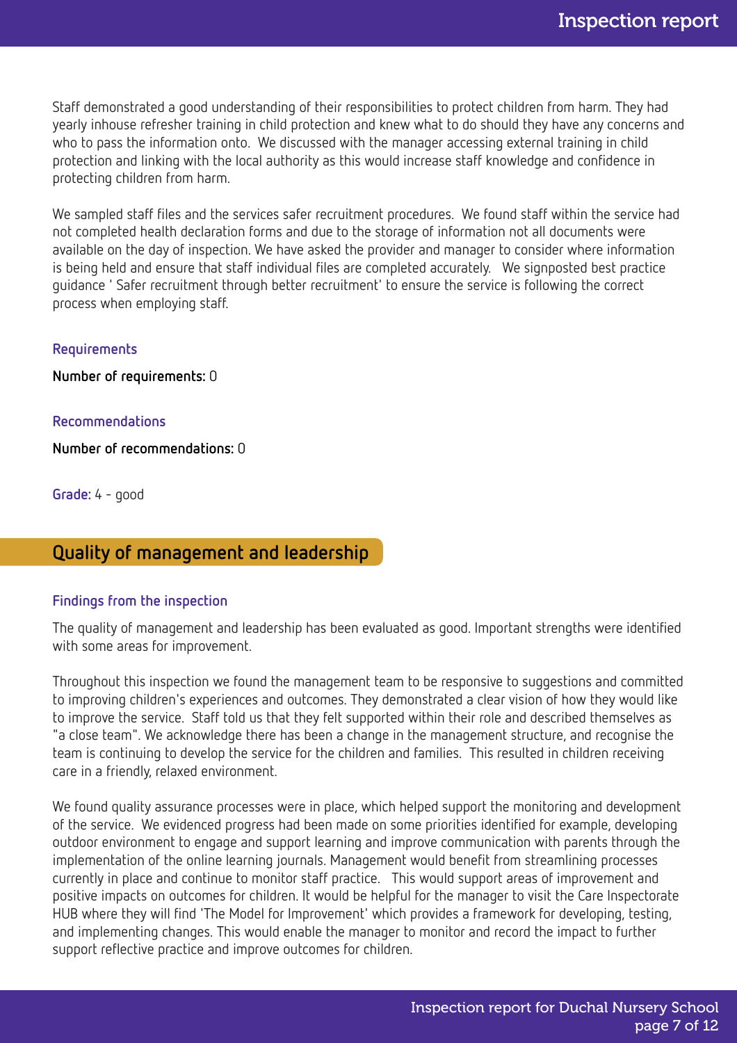Staff demonstrated a good understanding of their responsibilities to protect children from harm. They had yearly inhouse refresher training in child protection and knew what to do should they have any concerns and who to pass the information onto. We discussed with the manager accessing external training in child protection and linking with the local authority as this would increase staff knowledge and confidence in protecting children from harm.

We sampled staff files and the services safer recruitment procedures. We found staff within the service had not completed health declaration forms and due to the storage of information not all documents were available on the day of inspection. We have asked the provider and manager to consider where information is being held and ensure that staff individual files are completed accurately. We signposted best practice guidance ' Safer recruitment through better recruitment' to ensure the service is following the correct process when employing staff.

### Requirements

**Number of requirements:** 0

### Recommendations

**Number of recommendations:** 0

**Grade:** 4 - good

## Quality of management and leadership

### Findings from the inspection

The quality of management and leadership has been evaluated as good. Important strengths were identified with some areas for improvement.

Throughout this inspection we found the management team to be responsive to suggestions and committed to improving children's experiences and outcomes. They demonstrated a clear vision of how they would like to improve the service. Staff told us that they felt supported within their role and described themselves as "a close team". We acknowledge there has been a change in the management structure, and recognise the team is continuing to develop the service for the children and families. This resulted in children receiving care in a friendly, relaxed environment.

We found quality assurance processes were in place, which helped support the monitoring and development of the service. We evidenced progress had been made on some priorities identified for example, developing outdoor environment to engage and support learning and improve communication with parents through the implementation of the online learning journals. Management would benefit from streamlining processes currently in place and continue to monitor staff practice. This would support areas of improvement and positive impacts on outcomes for children. It would be helpful for the manager to visit the Care Inspectorate HUB where they will find 'The Model for Improvement' which provides a framework for developing, testing, and implementing changes. This would enable the manager to monitor and record the impact to further support reflective practice and improve outcomes for children.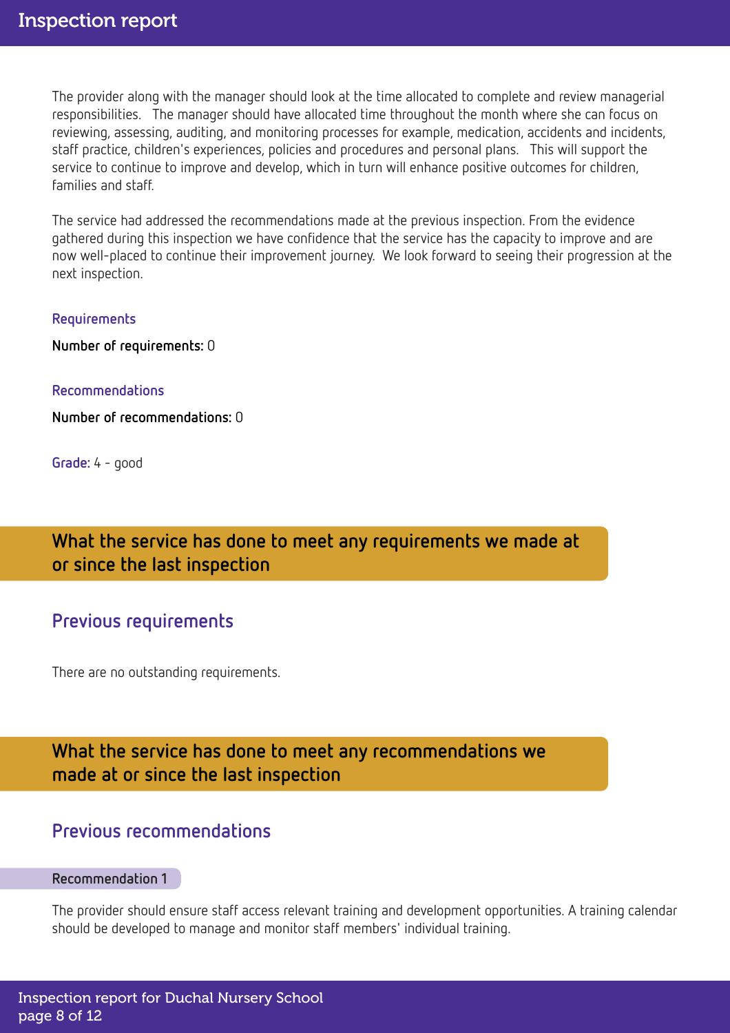The provider along with the manager should look at the time allocated to complete and review managerial responsibilities. The manager should have allocated time throughout the month where she can focus on reviewing, assessing, auditing, and monitoring processes for example, medication, accidents and incidents, staff practice, children's experiences, policies and procedures and personal plans. This will support the service to continue to improve and develop, which in turn will enhance positive outcomes for children, families and staff.

The service had addressed the recommendations made at the previous inspection. From the evidence gathered during this inspection we have confidence that the service has the capacity to improve and are now well-placed to continue their improvement journey. We look forward to seeing their progression at the next inspection.

### Requirements

**Number of requirements:** 0

### Recommendations

**Number of recommendations:** 0

**Grade:** 4 - good

## What the service has done to meet any requirements we made at or since the last inspection

### Previous requirements

There are no outstanding requirements.

## What the service has done to meet any recommendations we made at or since the last inspection

### Previous recommendations

#### Recommendation 1

The provider should ensure staff access relevant training and development opportunities. A training calendar should be developed to manage and monitor staff members' individual training.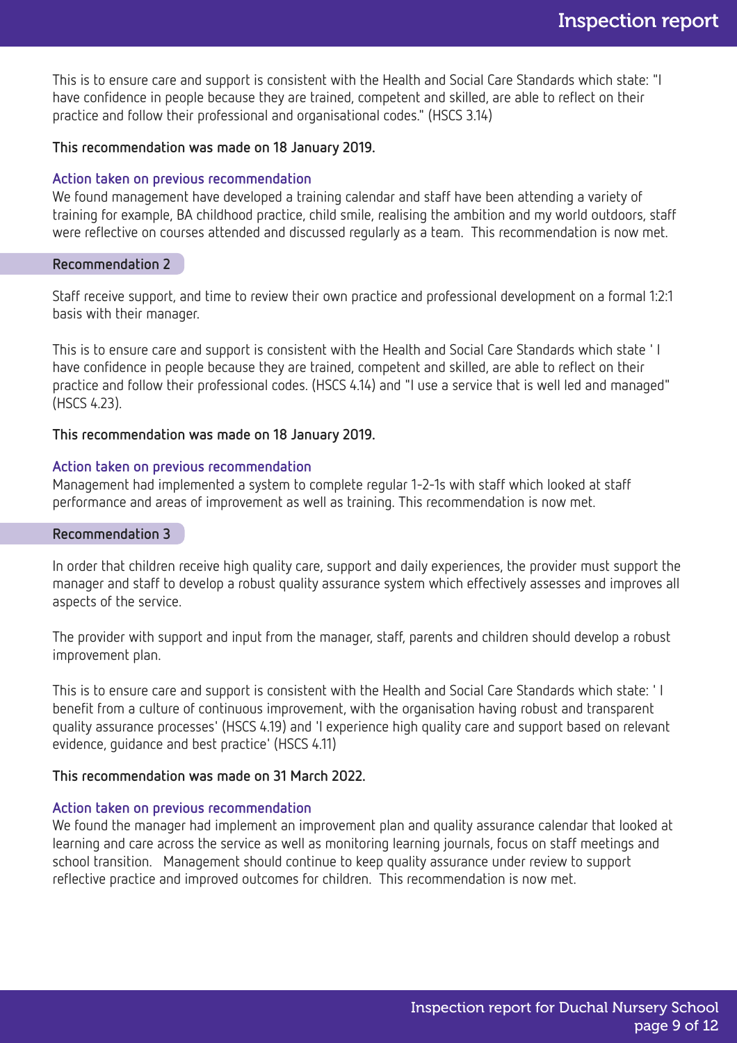This is to ensure care and support is consistent with the Health and Social Care Standards which state: "I have confidence in people because they are trained, competent and skilled, are able to reflect on their practice and follow their professional and organisational codes." (HSCS 3.14)

**This recommendation was made on 18 January 2019.**

### Action taken on previous recommendation

We found management have developed a training calendar and staff have been attending a variety of training for example, BA childhood practice, child smile, realising the ambition and my world outdoors, staff were reflective on courses attended and discussed regularly as a team. This recommendation is now met.

## Recommendation 2

Staff receive support, and time to review their own practice and professional development on a formal 1:2:1 basis with their manager.

This is to ensure care and support is consistent with the Health and Social Care Standards which state ' I have confidence in people because they are trained, competent and skilled, are able to reflect on their practice and follow their professional codes. (HSCS 4.14) and "I use a service that is well led and managed" (HSCS 4.23).

**This recommendation was made on 18 January 2019.**

### Action taken on previous recommendation

Management had implemented a system to complete regular 1-2-1s with staff which looked at staff performance and areas of improvement as well as training. This recommendation is now met.

## Recommendation 3

In order that children receive high quality care, support and daily experiences, the provider must support the manager and staff to develop a robust quality assurance system which effectively assesses and improves all aspects of the service.

The provider with support and input from the manager, staff, parents and children should develop a robust improvement plan.

This is to ensure care and support is consistent with the Health and Social Care Standards which state: ' I benefit from a culture of continuous improvement, with the organisation having robust and transparent quality assurance processes' (HSCS 4.19) and 'I experience high quality care and support based on relevant evidence, guidance and best practice' (HSCS 4.11)

**This recommendation was made on 31 March 2022.**

### Action taken on previous recommendation

We found the manager had implement an improvement plan and quality assurance calendar that looked at learning and care across the service as well as monitoring learning journals, focus on staff meetings and school transition. Management should continue to keep quality assurance under review to support reflective practice and improved outcomes for children. This recommendation is now met.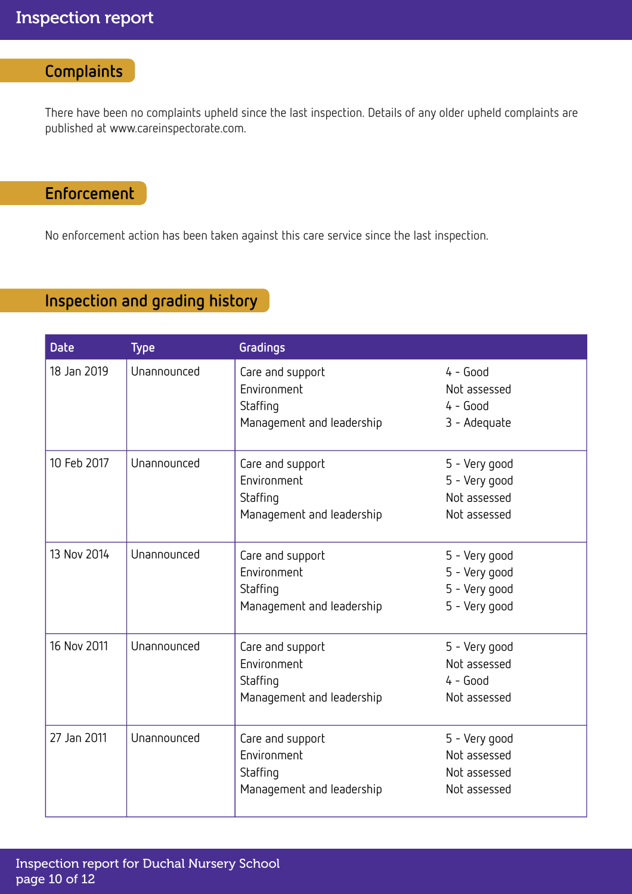## Complaints

There have been no complaints upheld since the last inspection. Details of any older upheld complaints are published at www.careinspectorate.com.

## Enforcement

No enforcement action has been taken against this care service since the last inspection.

## Inspection and grading history

| Date | Type | Gradings | |
|---|---|---|---|
| 18 Jan 2019 | Unannounced | Care and support<br>Environment<br>Staffing<br>Management and leadership | 4 - Good<br>Not assessed<br>4 - Good<br>3 - Adequate |
| 10 Feb 2017 | Unannounced | Care and support<br>Environment<br>Staffing<br>Management and leadership | 5 - Very good<br>5 - Very good<br>Not assessed<br>Not assessed |
| 13 Nov 2014 | Unannounced | Care and support<br>Environment<br>Staffing<br>Management and leadership | 5 - Very good<br>5 - Very good<br>5 - Very good<br>5 - Very good |
| 16 Nov 2011 | Unannounced | Care and support<br>Environment<br>Staffing<br>Management and leadership | 5 - Very good<br>Not assessed<br>4 - Good<br>Not assessed |
| 27 Jan 2011 | Unannounced | Care and support<br>Environment<br>Staffing<br>Management and leadership | 5 - Very good<br>Not assessed<br>Not assessed<br>Not assessed |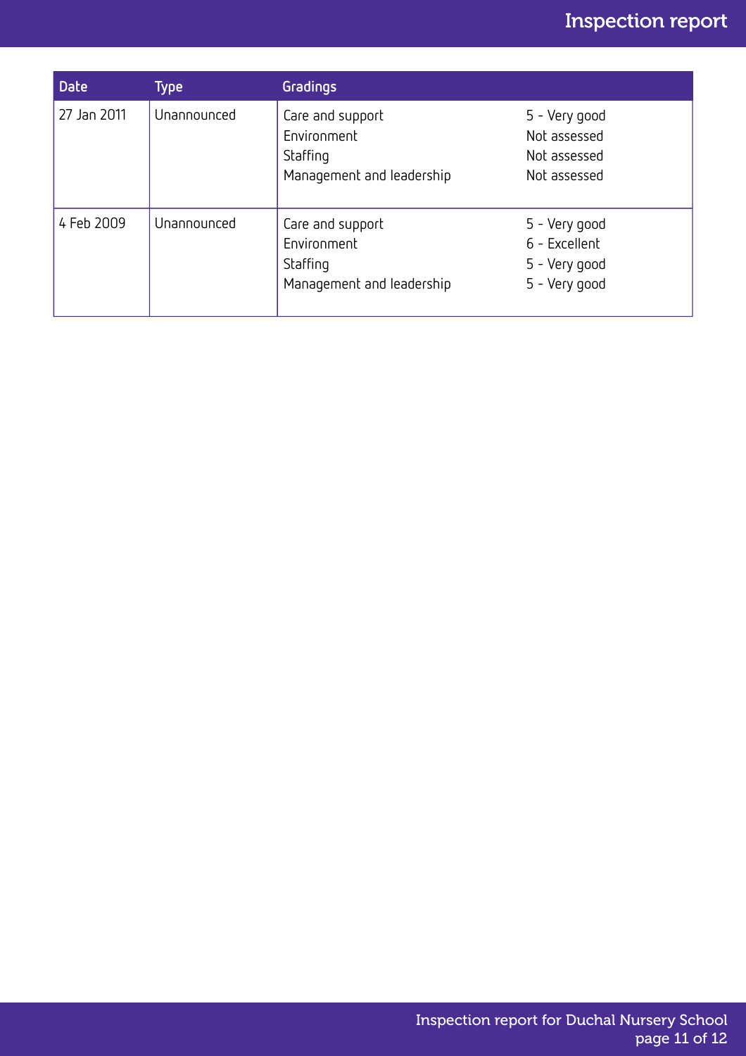| Date | Type | Gradings | |
|---|---|---|---|
| 27 Jan 2011 | Unannounced | Care and support<br>Environment<br>Staffing<br>Management and leadership | 5 - Very good<br>Not assessed<br>Not assessed<br>Not assessed |
| 4 Feb 2009 | Unannounced | Care and support<br>Environment<br>Staffing<br>Management and leadership | 5 - Very good<br>6 - Excellent<br>5 - Very good<br>5 - Very good |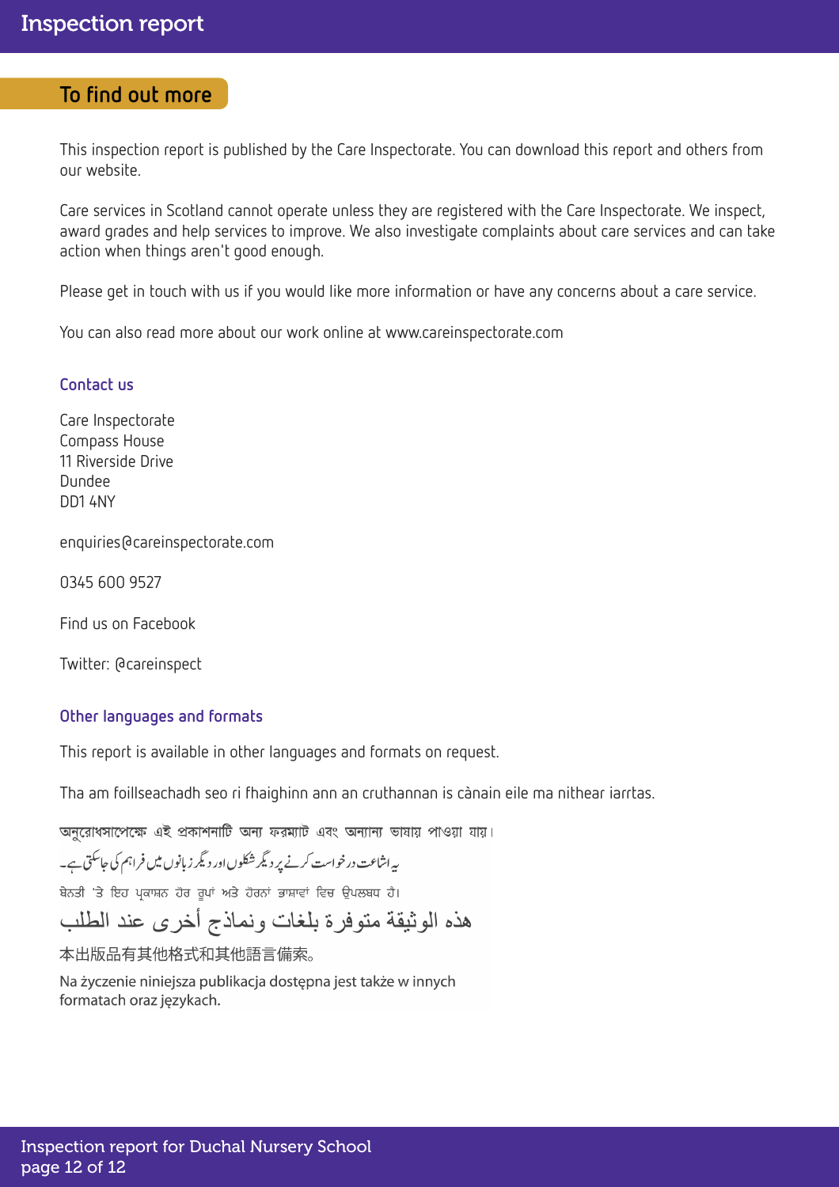## To find out more

This inspection report is published by the Care Inspectorate. You can download this report and others from our website.

Care services in Scotland cannot operate unless they are registered with the Care Inspectorate. We inspect, award grades and help services to improve. We also investigate complaints about care services and can take action when things aren't good enough.

Please get in touch with us if you would like more information or have any concerns about a care service.

You can also read more about our work online at www.careinspectorate.com

### Contact us

Care Inspectorate
Compass House
11 Riverside Drive
Dundee
DD1 4NY

enquiries@careinspectorate.com

0345 600 9527

Find us on Facebook

Twitter: @careinspect

### Other languages and formats

This report is available in other languages and formats on request.

Tha am foillseachadh seo ri fhaighinn ann an cruthannan is cànain eile ma nithear iarrtas.

অনুরোধসাপেক্ষে এই প্রকাশনাটি অন্য ফরম্যাট এবং অন্যান্য ভাষায় পাওয়া যায়।

یہ اشاعت درخواست کرنے پر دیگر شکلوں اور دیگر زبانوں میں فراہم کی جاسکتی ہے۔

ਬੇਨਤੀ 'ਤੇ ਇਹ ਪ੍ਰਕਾਸ਼ਨ ਹੋਰ ਰੂਪਾਂ ਅਤੇ ਹੋਰਨਾਂ ਭਾਸ਼ਾਵਾਂ ਵਿਚ ਉਪਲਬਧ ਹੈ।

هذه الوثيقة متوفرة بلغات ونماذج أخرى عند الطلب

本出版品有其他格式和其他語言備索。

Na życzenie niniejsza publikacja dostępna jest także w innych formatach oraz językach.